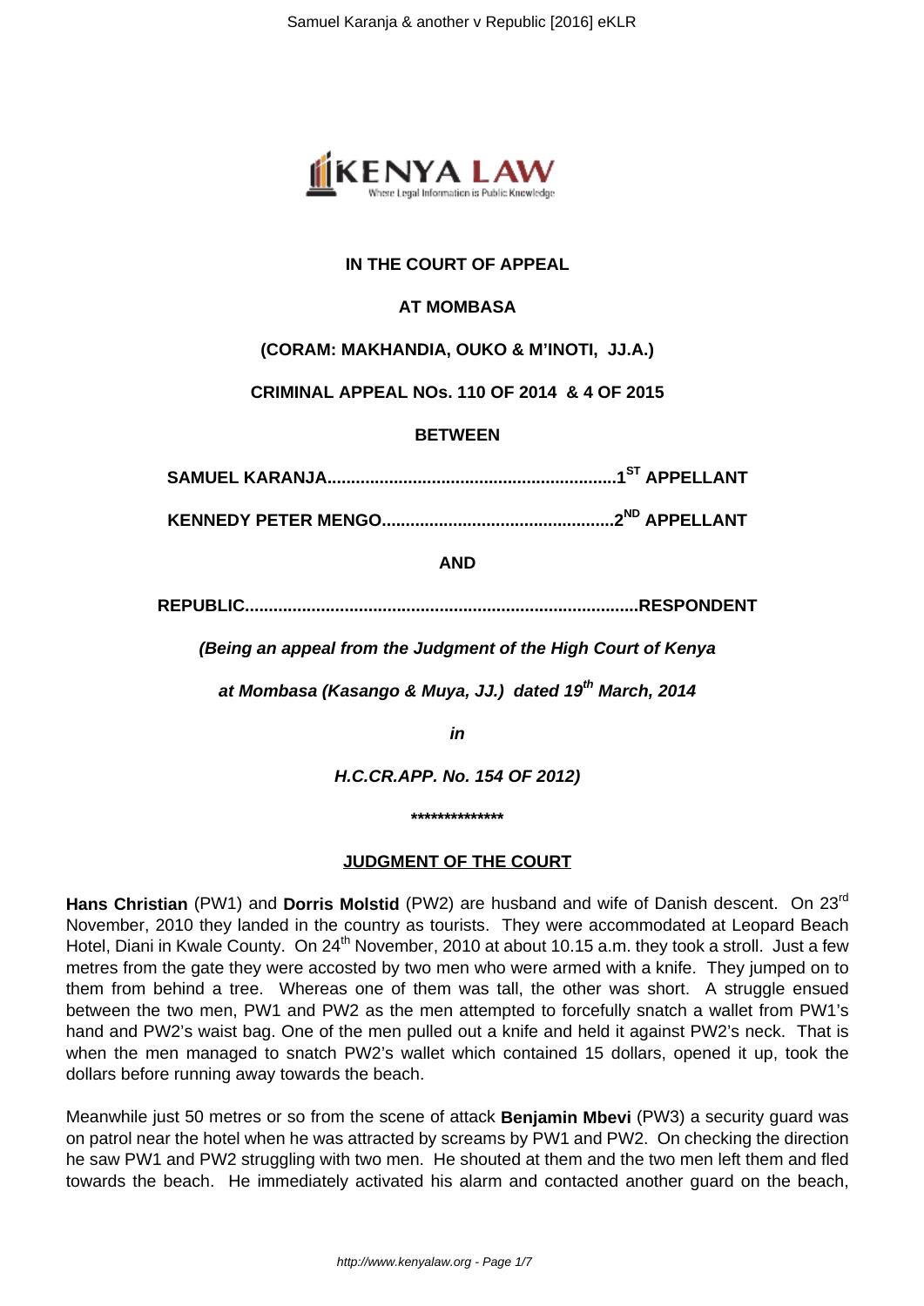**IN THE COURT OF APPEAL**

**AT MOMBASA**

**(CORAM: MAKHANDIA, OUKO & M'INOTI, JJ.A.)**

**CRIMINAL APPEAL NOs. 110 OF 2014 & 4 OF 2015**

**BETWEEN**

**SAMUEL KARANJA.............................................................1ST APPELLANT**

**KENNEDY PETER MENGO.................................................2ND APPELLANT**

**AND**

**REPUBLIC..................................................................................RESPONDENT**

***(Being an appeal from the Judgment of the High Court of Kenya***

***at Mombasa (Kasango & Muya, JJ.) dated 19th March, 2014***

***in***

***H.C.CR.APP. No. 154 OF 2012)***

**\*\*\*\*\*\*\*\*\*\*\*\*\*\*\***

**JUDGMENT OF THE COURT**

**Hans Christian** (PW1) and **Dorris Molstid** (PW2) are husband and wife of Danish descent. On 23rd November, 2010 they landed in the country as tourists. They were accommodated at Leopard Beach Hotel, Diani in Kwale County. On 24th November, 2010 at about 10.15 a.m. they took a stroll. Just a few metres from the gate they were accosted by two men who were armed with a knife. They jumped on to them from behind a tree. Whereas one of them was tall, the other was short. A struggle ensued between the two men, PW1 and PW2 as the men attempted to forcefully snatch a wallet from PW1's hand and PW2's waist bag. One of the men pulled out a knife and held it against PW2's neck. That is when the men managed to snatch PW2's wallet which contained 15 dollars, opened it up, took the dollars before running away towards the beach.

Meanwhile just 50 metres or so from the scene of attack **Benjamin Mbevi** (PW3) a security guard was on patrol near the hotel when he was attracted by screams by PW1 and PW2. On checking the direction he saw PW1 and PW2 struggling with two men. He shouted at them and the two men left them and fled towards the beach. He immediately activated his alarm and contacted another guard on the beach,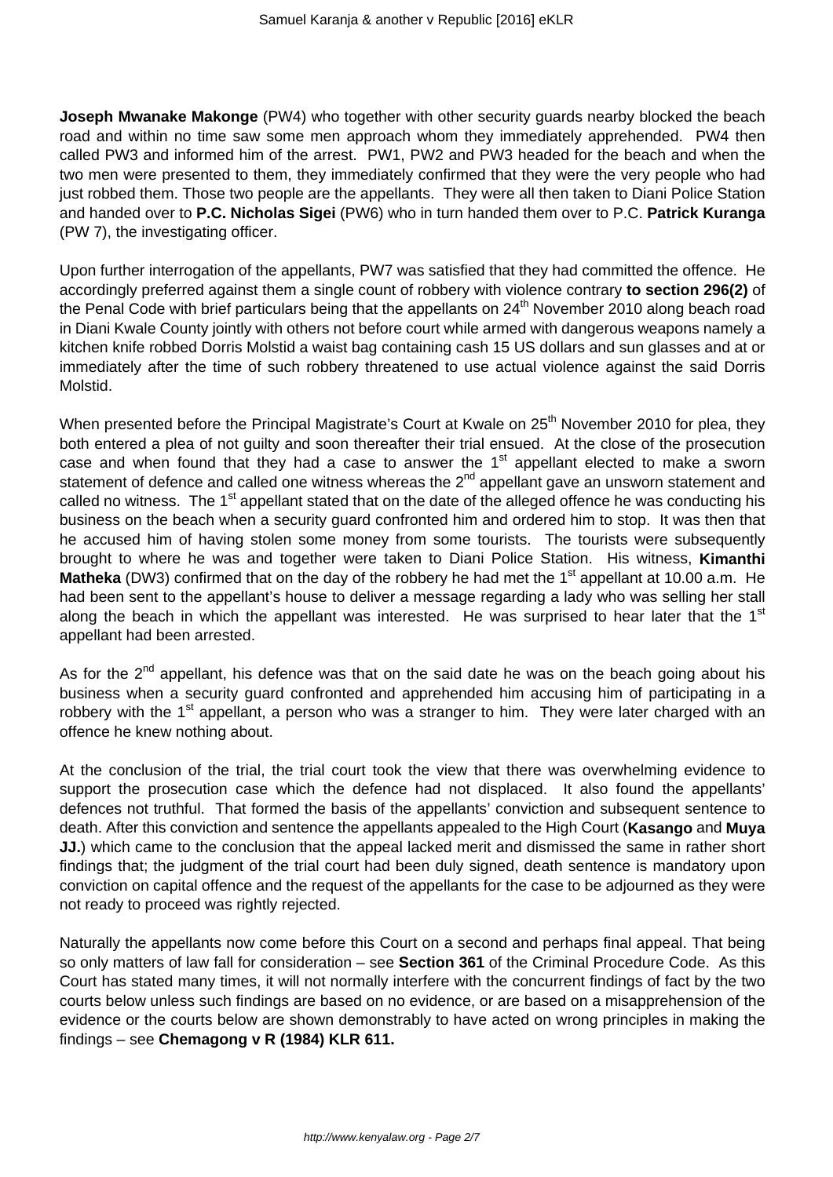**Joseph Mwanake Makonge** (PW4) who together with other security guards nearby blocked the beach road and within no time saw some men approach whom they immediately apprehended. PW4 then called PW3 and informed him of the arrest. PW1, PW2 and PW3 headed for the beach and when the two men were presented to them, they immediately confirmed that they were the very people who had just robbed them. Those two people are the appellants. They were all then taken to Diani Police Station and handed over to **P.C. Nicholas Sigei** (PW6) who in turn handed them over to P.C. **Patrick Kuranga** (PW 7), the investigating officer.

Upon further interrogation of the appellants, PW7 was satisfied that they had committed the offence. He accordingly preferred against them a single count of robbery with violence contrary **to section 296(2)** of the Penal Code with brief particulars being that the appellants on 24th November 2010 along beach road in Diani Kwale County jointly with others not before court while armed with dangerous weapons namely a kitchen knife robbed Dorris Molstid a waist bag containing cash 15 US dollars and sun glasses and at or immediately after the time of such robbery threatened to use actual violence against the said Dorris Molstid.

When presented before the Principal Magistrate's Court at Kwale on 25th November 2010 for plea, they both entered a plea of not guilty and soon thereafter their trial ensued. At the close of the prosecution case and when found that they had a case to answer the 1st appellant elected to make a sworn statement of defence and called one witness whereas the 2nd appellant gave an unsworn statement and called no witness. The 1st appellant stated that on the date of the alleged offence he was conducting his business on the beach when a security guard confronted him and ordered him to stop. It was then that he accused him of having stolen some money from some tourists. The tourists were subsequently brought to where he was and together were taken to Diani Police Station. His witness, **Kimanthi Matheka** (DW3) confirmed that on the day of the robbery he had met the 1st appellant at 10.00 a.m. He had been sent to the appellant's house to deliver a message regarding a lady who was selling her stall along the beach in which the appellant was interested. He was surprised to hear later that the 1st appellant had been arrested.

As for the 2nd appellant, his defence was that on the said date he was on the beach going about his business when a security guard confronted and apprehended him accusing him of participating in a robbery with the 1st appellant, a person who was a stranger to him. They were later charged with an offence he knew nothing about.

At the conclusion of the trial, the trial court took the view that there was overwhelming evidence to support the prosecution case which the defence had not displaced. It also found the appellants' defences not truthful. That formed the basis of the appellants' conviction and subsequent sentence to death. After this conviction and sentence the appellants appealed to the High Court (**Kasango** and **Muya JJ.**) which came to the conclusion that the appeal lacked merit and dismissed the same in rather short findings that; the judgment of the trial court had been duly signed, death sentence is mandatory upon conviction on capital offence and the request of the appellants for the case to be adjourned as they were not ready to proceed was rightly rejected.

Naturally the appellants now come before this Court on a second and perhaps final appeal. That being so only matters of law fall for consideration – see **Section 361** of the Criminal Procedure Code. As this Court has stated many times, it will not normally interfere with the concurrent findings of fact by the two courts below unless such findings are based on no evidence, or are based on a misapprehension of the evidence or the courts below are shown demonstrably to have acted on wrong principles in making the findings – see **Chemagong v R (1984) KLR 611.**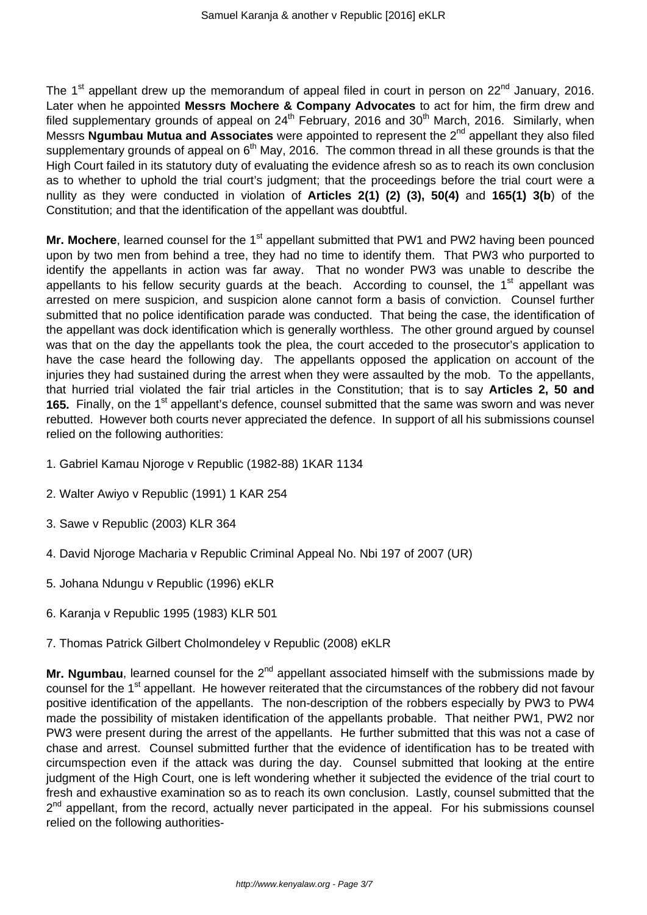The 1st appellant drew up the memorandum of appeal filed in court in person on 22nd January, 2016. Later when he appointed **Messrs Mochere & Company Advocates** to act for him, the firm drew and filed supplementary grounds of appeal on 24th February, 2016 and 30th March, 2016. Similarly, when Messrs **Ngumbau Mutua and Associates** were appointed to represent the 2nd appellant they also filed supplementary grounds of appeal on 6th May, 2016. The common thread in all these grounds is that the High Court failed in its statutory duty of evaluating the evidence afresh so as to reach its own conclusion as to whether to uphold the trial court's judgment; that the proceedings before the trial court were a nullity as they were conducted in violation of **Articles 2(1) (2) (3), 50(4)** and **165(1) 3(b**) of the Constitution; and that the identification of the appellant was doubtful.

**Mr. Mochere**, learned counsel for the 1st appellant submitted that PW1 and PW2 having been pounced upon by two men from behind a tree, they had no time to identify them. That PW3 who purported to identify the appellants in action was far away. That no wonder PW3 was unable to describe the appellants to his fellow security guards at the beach. According to counsel, the 1st appellant was arrested on mere suspicion, and suspicion alone cannot form a basis of conviction. Counsel further submitted that no police identification parade was conducted. That being the case, the identification of the appellant was dock identification which is generally worthless. The other ground argued by counsel was that on the day the appellants took the plea, the court acceded to the prosecutor's application to have the case heard the following day. The appellants opposed the application on account of the injuries they had sustained during the arrest when they were assaulted by the mob. To the appellants, that hurried trial violated the fair trial articles in the Constitution; that is to say **Articles 2, 50 and 165.** Finally, on the 1st appellant's defence, counsel submitted that the same was sworn and was never rebutted. However both courts never appreciated the defence. In support of all his submissions counsel relied on the following authorities:

1. Gabriel Kamau Njoroge v Republic (1982-88) 1KAR 1134

2. Walter Awiyo v Republic (1991) 1 KAR 254

3. Sawe v Republic (2003) KLR 364

4. David Njoroge Macharia v Republic Criminal Appeal No. Nbi 197 of 2007 (UR)

5. Johana Ndungu v Republic (1996) eKLR

6. Karanja v Republic 1995 (1983) KLR 501

7. Thomas Patrick Gilbert Cholmondeley v Republic (2008) eKLR

**Mr. Ngumbau**, learned counsel for the 2nd appellant associated himself with the submissions made by counsel for the 1st appellant. He however reiterated that the circumstances of the robbery did not favour positive identification of the appellants. The non-description of the robbers especially by PW3 to PW4 made the possibility of mistaken identification of the appellants probable. That neither PW1, PW2 nor PW3 were present during the arrest of the appellants. He further submitted that this was not a case of chase and arrest. Counsel submitted further that the evidence of identification has to be treated with circumspection even if the attack was during the day. Counsel submitted that looking at the entire judgment of the High Court, one is left wondering whether it subjected the evidence of the trial court to fresh and exhaustive examination so as to reach its own conclusion. Lastly, counsel submitted that the 2nd appellant, from the record, actually never participated in the appeal. For his submissions counsel relied on the following authorities-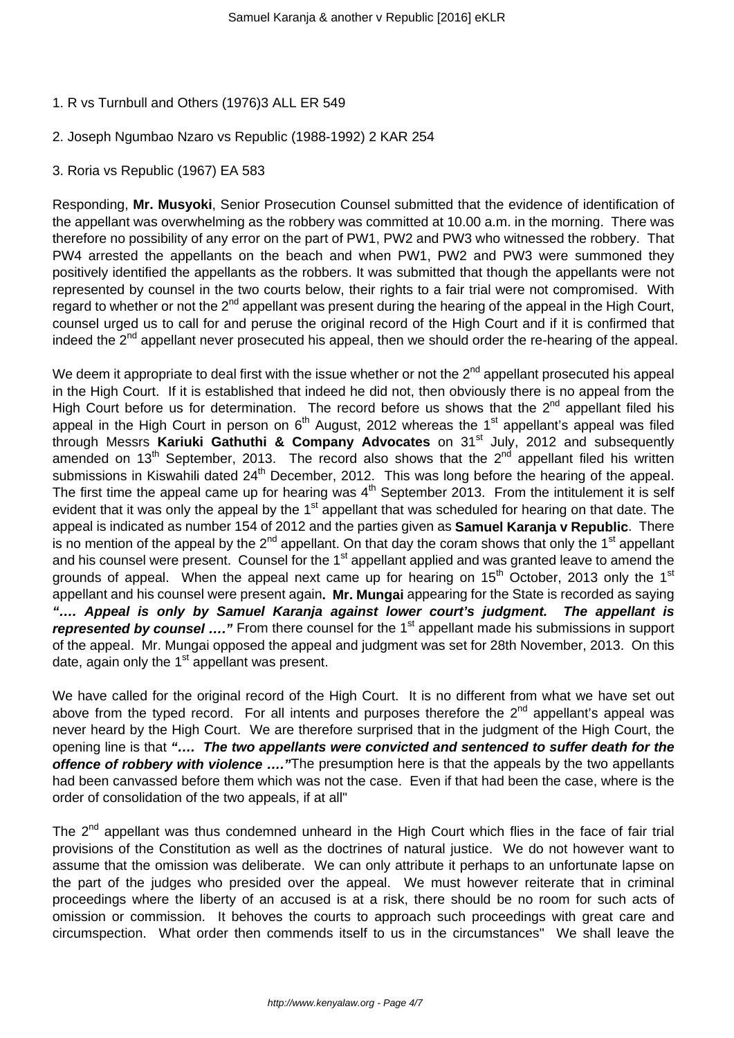1. R vs Turnbull and Others (1976)3 ALL ER 549

2. Joseph Ngumbao Nzaro vs Republic (1988-1992) 2 KAR 254

3. Roria vs Republic (1967) EA 583

Responding, **Mr. Musyoki**, Senior Prosecution Counsel submitted that the evidence of identification of the appellant was overwhelming as the robbery was committed at 10.00 a.m. in the morning. There was therefore no possibility of any error on the part of PW1, PW2 and PW3 who witnessed the robbery. That PW4 arrested the appellants on the beach and when PW1, PW2 and PW3 were summoned they positively identified the appellants as the robbers. It was submitted that though the appellants were not represented by counsel in the two courts below, their rights to a fair trial were not compromised. With regard to whether or not the 2nd appellant was present during the hearing of the appeal in the High Court, counsel urged us to call for and peruse the original record of the High Court and if it is confirmed that indeed the 2nd appellant never prosecuted his appeal, then we should order the re-hearing of the appeal.

We deem it appropriate to deal first with the issue whether or not the 2nd appellant prosecuted his appeal in the High Court. If it is established that indeed he did not, then obviously there is no appeal from the High Court before us for determination. The record before us shows that the 2nd appellant filed his appeal in the High Court in person on 6th August, 2012 whereas the 1st appellant's appeal was filed through Messrs **Kariuki Gathuthi & Company Advocates** on 31st July, 2012 and subsequently amended on 13th September, 2013. The record also shows that the 2nd appellant filed his written submissions in Kiswahili dated 24th December, 2012. This was long before the hearing of the appeal. The first time the appeal came up for hearing was 4th September 2013. From the intitulement it is self evident that it was only the appeal by the 1st appellant that was scheduled for hearing on that date. The appeal is indicated as number 154 of 2012 and the parties given as **Samuel Karanja v Republic**. There is no mention of the appeal by the 2nd appellant. On that day the coram shows that only the 1st appellant and his counsel were present. Counsel for the 1st appellant applied and was granted leave to amend the grounds of appeal. When the appeal next came up for hearing on 15th October, 2013 only the 1st appellant and his counsel were present again**. Mr. Mungai** appearing for the State is recorded as saying ***".... Appeal is only by Samuel Karanja against lower court's judgment. The appellant is represented by counsel ...."*** From there counsel for the 1st appellant made his submissions in support of the appeal. Mr. Mungai opposed the appeal and judgment was set for 28th November, 2013. On this date, again only the 1st appellant was present.

We have called for the original record of the High Court. It is no different from what we have set out above from the typed record. For all intents and purposes therefore the 2nd appellant's appeal was never heard by the High Court. We are therefore surprised that in the judgment of the High Court, the opening line is that ***".... The two appellants were convicted and sentenced to suffer death for the offence of robbery with violence ...."***The presumption here is that the appeals by the two appellants had been canvassed before them which was not the case. Even if that had been the case, where is the order of consolidation of the two appeals, if at all"

The 2nd appellant was thus condemned unheard in the High Court which flies in the face of fair trial provisions of the Constitution as well as the doctrines of natural justice. We do not however want to assume that the omission was deliberate. We can only attribute it perhaps to an unfortunate lapse on the part of the judges who presided over the appeal. We must however reiterate that in criminal proceedings where the liberty of an accused is at a risk, there should be no room for such acts of omission or commission. It behoves the courts to approach such proceedings with great care and circumspection. What order then commends itself to us in the circumstances" We shall leave the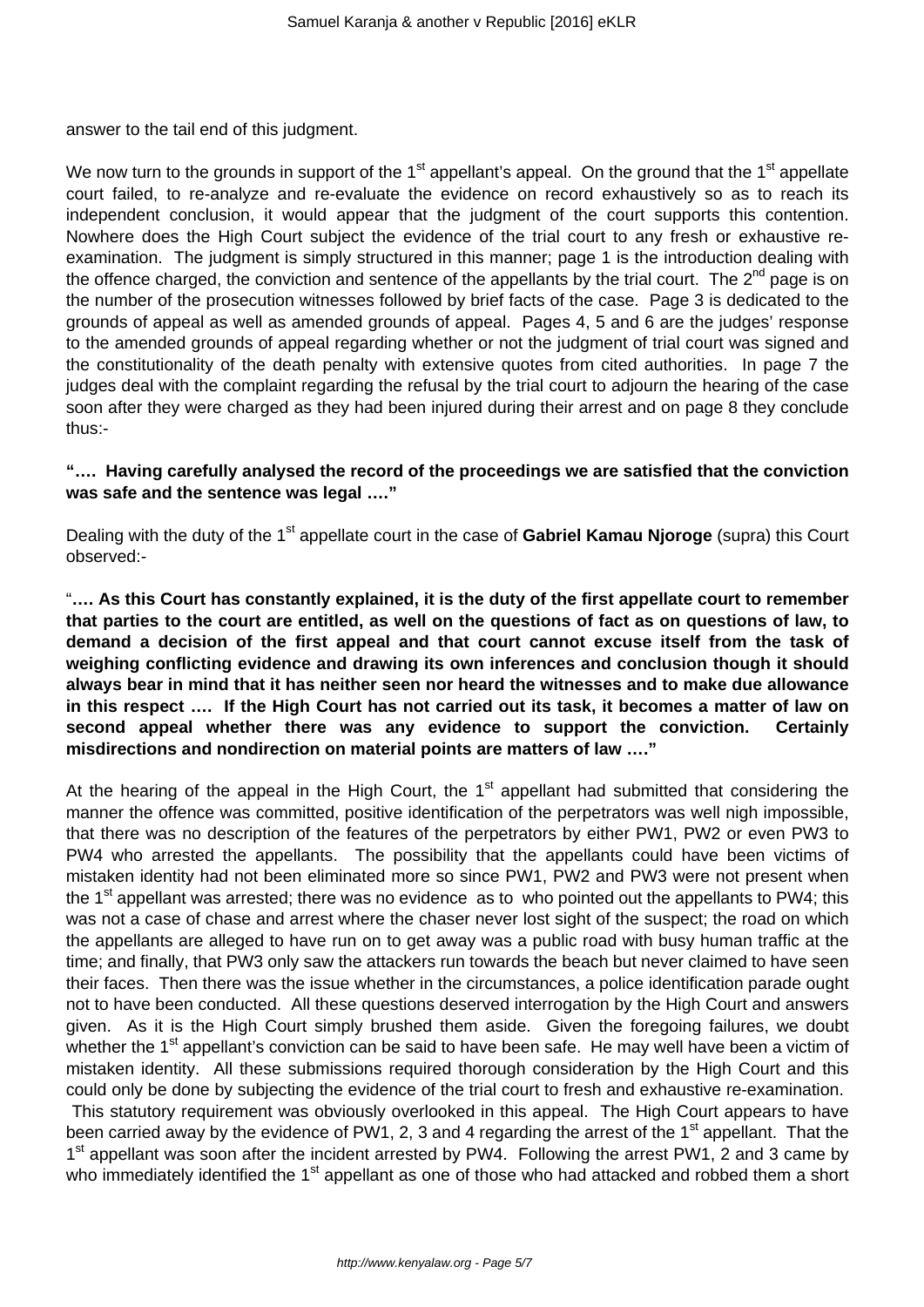answer to the tail end of this judgment.

We now turn to the grounds in support of the 1st appellant's appeal. On the ground that the 1st appellate court failed, to re-analyze and re-evaluate the evidence on record exhaustively so as to reach its independent conclusion, it would appear that the judgment of the court supports this contention. Nowhere does the High Court subject the evidence of the trial court to any fresh or exhaustive re-examination. The judgment is simply structured in this manner; page 1 is the introduction dealing with the offence charged, the conviction and sentence of the appellants by the trial court. The 2nd page is on the number of the prosecution witnesses followed by brief facts of the case. Page 3 is dedicated to the grounds of appeal as well as amended grounds of appeal. Pages 4, 5 and 6 are the judges' response to the amended grounds of appeal regarding whether or not the judgment of trial court was signed and the constitutionality of the death penalty with extensive quotes from cited authorities. In page 7 the judges deal with the complaint regarding the refusal by the trial court to adjourn the hearing of the case soon after they were charged as they had been injured during their arrest and on page 8 they conclude thus:-

**"…. Having carefully analysed the record of the proceedings we are satisfied that the conviction was safe and the sentence was legal …."**

Dealing with the duty of the 1st appellate court in the case of **Gabriel Kamau Njoroge** (supra) this Court observed:-

"**…. As this Court has constantly explained, it is the duty of the first appellate court to remember that parties to the court are entitled, as well on the questions of fact as on questions of law, to demand a decision of the first appeal and that court cannot excuse itself from the task of weighing conflicting evidence and drawing its own inferences and conclusion though it should always bear in mind that it has neither seen nor heard the witnesses and to make due allowance in this respect …. If the High Court has not carried out its task, it becomes a matter of law on second appeal whether there was any evidence to support the conviction. Certainly misdirections and nondirection on material points are matters of law …."**

At the hearing of the appeal in the High Court, the 1st appellant had submitted that considering the manner the offence was committed, positive identification of the perpetrators was well nigh impossible, that there was no description of the features of the perpetrators by either PW1, PW2 or even PW3 to PW4 who arrested the appellants. The possibility that the appellants could have been victims of mistaken identity had not been eliminated more so since PW1, PW2 and PW3 were not present when the 1st appellant was arrested; there was no evidence as to who pointed out the appellants to PW4; this was not a case of chase and arrest where the chaser never lost sight of the suspect; the road on which the appellants are alleged to have run on to get away was a public road with busy human traffic at the time; and finally, that PW3 only saw the attackers run towards the beach but never claimed to have seen their faces. Then there was the issue whether in the circumstances, a police identification parade ought not to have been conducted. All these questions deserved interrogation by the High Court and answers given. As it is the High Court simply brushed them aside. Given the foregoing failures, we doubt whether the 1st appellant's conviction can be said to have been safe. He may well have been a victim of mistaken identity. All these submissions required thorough consideration by the High Court and this could only be done by subjecting the evidence of the trial court to fresh and exhaustive re-examination. This statutory requirement was obviously overlooked in this appeal. The High Court appears to have been carried away by the evidence of PW1, 2, 3 and 4 regarding the arrest of the 1st appellant. That the 1st appellant was soon after the incident arrested by PW4. Following the arrest PW1, 2 and 3 came by who immediately identified the 1st appellant as one of those who had attacked and robbed them a short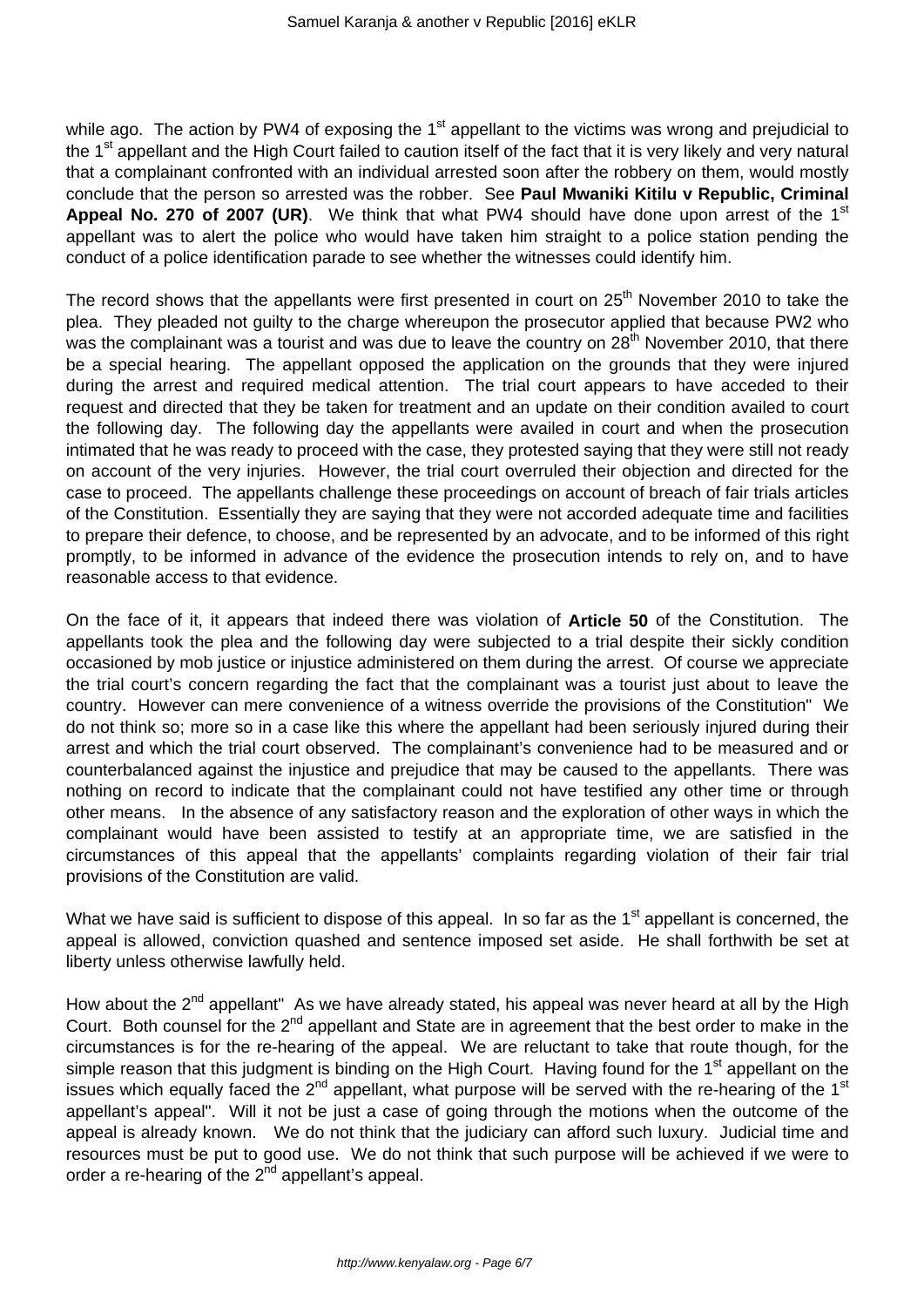while ago. The action by PW4 of exposing the 1st appellant to the victims was wrong and prejudicial to the 1st appellant and the High Court failed to caution itself of the fact that it is very likely and very natural that a complainant confronted with an individual arrested soon after the robbery on them, would mostly conclude that the person so arrested was the robber. See **Paul Mwaniki Kitilu v Republic, Criminal Appeal No. 270 of 2007 (UR)**. We think that what PW4 should have done upon arrest of the 1st appellant was to alert the police who would have taken him straight to a police station pending the conduct of a police identification parade to see whether the witnesses could identify him.

The record shows that the appellants were first presented in court on 25th November 2010 to take the plea. They pleaded not guilty to the charge whereupon the prosecutor applied that because PW2 who was the complainant was a tourist and was due to leave the country on 28th November 2010, that there be a special hearing. The appellant opposed the application on the grounds that they were injured during the arrest and required medical attention. The trial court appears to have acceded to their request and directed that they be taken for treatment and an update on their condition availed to court the following day. The following day the appellants were availed in court and when the prosecution intimated that he was ready to proceed with the case, they protested saying that they were still not ready on account of the very injuries. However, the trial court overruled their objection and directed for the case to proceed. The appellants challenge these proceedings on account of breach of fair trials articles of the Constitution. Essentially they are saying that they were not accorded adequate time and facilities to prepare their defence, to choose, and be represented by an advocate, and to be informed of this right promptly, to be informed in advance of the evidence the prosecution intends to rely on, and to have reasonable access to that evidence.

On the face of it, it appears that indeed there was violation of **Article 50** of the Constitution. The appellants took the plea and the following day were subjected to a trial despite their sickly condition occasioned by mob justice or injustice administered on them during the arrest. Of course we appreciate the trial court's concern regarding the fact that the complainant was a tourist just about to leave the country. However can mere convenience of a witness override the provisions of the Constitution" We do not think so; more so in a case like this where the appellant had been seriously injured during their arrest and which the trial court observed. The complainant's convenience had to be measured and or counterbalanced against the injustice and prejudice that may be caused to the appellants. There was nothing on record to indicate that the complainant could not have testified any other time or through other means. In the absence of any satisfactory reason and the exploration of other ways in which the complainant would have been assisted to testify at an appropriate time, we are satisfied in the circumstances of this appeal that the appellants' complaints regarding violation of their fair trial provisions of the Constitution are valid.

What we have said is sufficient to dispose of this appeal. In so far as the 1st appellant is concerned, the appeal is allowed, conviction quashed and sentence imposed set aside. He shall forthwith be set at liberty unless otherwise lawfully held.

How about the 2nd appellant" As we have already stated, his appeal was never heard at all by the High Court. Both counsel for the 2nd appellant and State are in agreement that the best order to make in the circumstances is for the re-hearing of the appeal. We are reluctant to take that route though, for the simple reason that this judgment is binding on the High Court. Having found for the 1st appellant on the issues which equally faced the 2nd appellant, what purpose will be served with the re-hearing of the 1st appellant's appeal". Will it not be just a case of going through the motions when the outcome of the appeal is already known. We do not think that the judiciary can afford such luxury. Judicial time and resources must be put to good use. We do not think that such purpose will be achieved if we were to order a re-hearing of the 2nd appellant's appeal.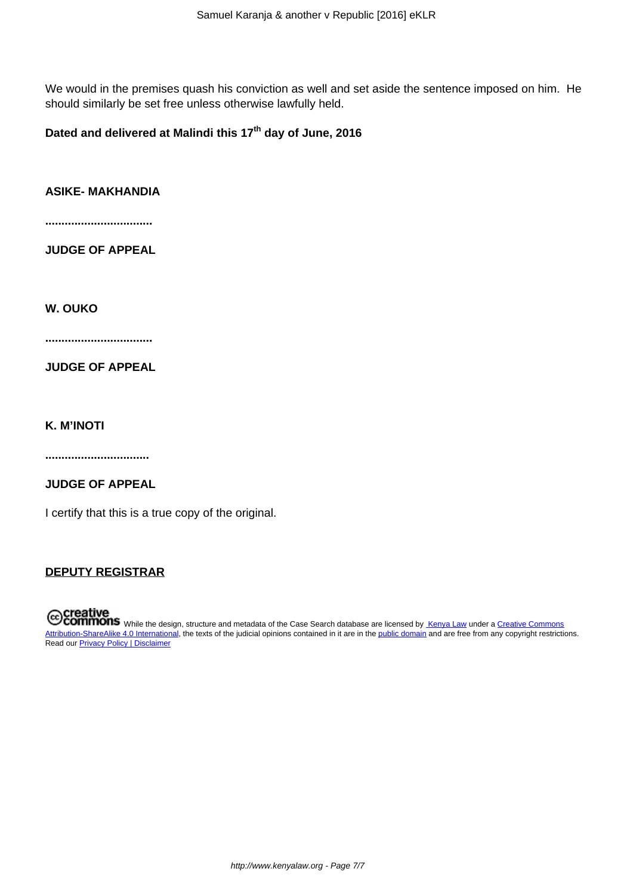We would in the premises quash his conviction as well and set aside the sentence imposed on him. He should similarly be set free unless otherwise lawfully held.

**Dated and delivered at Malindi this 17th day of June, 2016**

**ASIKE- MAKHANDIA**

**................................**

**JUDGE OF APPEAL**

**W. OUKO**

**................................**

**JUDGE OF APPEAL**

**K. M'INOTI**

**...............................**

**JUDGE OF APPEAL**

I certify that this is a true copy of the original.

**DEPUTY REGISTRAR**

While the design, structure and metadata of the Case Search database are licensed by Kenya Law under a Creative Commons Attribution-ShareAlike 4.0 International, the texts of the judicial opinions contained in it are in the public domain and are free from any copyright restrictions. Read our Privacy Policy | Disclaimer